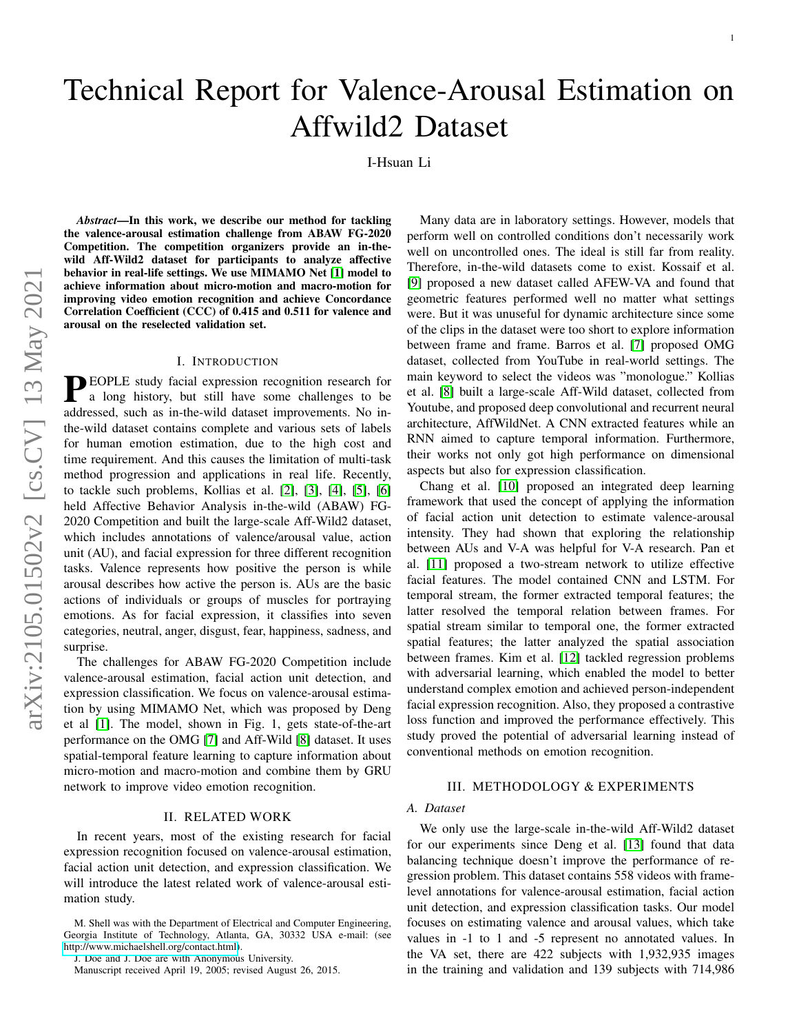# Technical Report for Valence-Arousal Estimation on Affwild2 Dataset

I-Hsuan Li

***Abstract*—In this work, we describe our method for tackling the valence-arousal estimation challenge from ABAW FG-2020 Competition. The competition organizers provide an in-the-wild Aff-Wild2 dataset for participants to analyze affective behavior in real-life settings. We use MIMAMO Net [1] model to achieve information about micro-motion and macro-motion for improving video emotion recognition and achieve Concordance Correlation Coefficient (CCC) of 0.415 and 0.511 for valence and arousal on the reselected validation set.**

## I. Introduction

PEOPLE study facial expression recognition research for a long history, but still have some challenges to be addressed, such as in-the-wild dataset improvements. No in-the-wild dataset contains complete and various sets of labels for human emotion estimation, due to the high cost and time requirement. And this causes the limitation of multi-task method progression and applications in real life. Recently, to tackle such problems, Kollias et al. [2], [3], [4], [5], [6] held Affective Behavior Analysis in-the-wild (ABAW) FG-2020 Competition and built the large-scale Aff-Wild2 dataset, which includes annotations of valence/arousal value, action unit (AU), and facial expression for three different recognition tasks. Valence represents how positive the person is while arousal describes how active the person is. AUs are the basic actions of individuals or groups of muscles for portraying emotions. As for facial expression, it classifies into seven categories, neutral, anger, disgust, fear, happiness, sadness, and surprise.

The challenges for ABAW FG-2020 Competition include valence-arousal estimation, facial action unit detection, and expression classification. We focus on valence-arousal estimation by using MIMAMO Net, which was proposed by Deng et al [1]. The model, shown in Fig. 1, gets state-of-the-art performance on the OMG [7] and Aff-Wild [8] dataset. It uses spatial-temporal feature learning to capture information about micro-motion and macro-motion and combine them by GRU network to improve video emotion recognition.

## II. Related Work

In recent years, most of the existing research for facial expression recognition focused on valence-arousal estimation, facial action unit detection, and expression classification. We will introduce the latest related work of valence-arousal estimation study.

Many data are in laboratory settings. However, models that perform well on controlled conditions don't necessarily work well on uncontrolled ones. The ideal is still far from reality. Therefore, in-the-wild datasets come to exist. Kossaif et al. [9] proposed a new dataset called AFEW-VA and found that geometric features performed well no matter what settings were. But it was unuseful for dynamic architecture since some of the clips in the dataset were too short to explore information between frame and frame. Barros et al. [7] proposed OMG dataset, collected from YouTube in real-world settings. The main keyword to select the videos was "monologue." Kollias et al. [8] built a large-scale Aff-Wild dataset, collected from Youtube, and proposed deep convolutional and recurrent neural architecture, AffWildNet. A CNN extracted features while an RNN aimed to capture temporal information. Furthermore, their works not only got high performance on dimensional aspects but also for expression classification.

Chang et al. [10] proposed an integrated deep learning framework that used the concept of applying the information of facial action unit detection to estimate valence-arousal intensity. They had shown that exploring the relationship between AUs and V-A was helpful for V-A research. Pan et al. [11] proposed a two-stream network to utilize effective facial features. The model contained CNN and LSTM. For temporal stream, the former extracted temporal features; the latter resolved the temporal relation between frames. For spatial stream similar to temporal one, the former extracted spatial features; the latter analyzed the spatial association between frames. Kim et al. [12] tackled regression problems with adversarial learning, which enabled the model to better understand complex emotion and achieved person-independent facial expression recognition. Also, they proposed a contrastive loss function and improved the performance effectively. This study proved the potential of adversarial learning instead of conventional methods on emotion recognition.

## III. Methodology & Experiments

### A. Dataset

We only use the large-scale in-the-wild Aff-Wild2 dataset for our experiments since Deng et al. [13] found that data balancing technique doesn't improve the performance of regression problem. This dataset contains 558 videos with frame-level annotations for valence-arousal estimation, facial action unit detection, and expression classification tasks. Our model focuses on estimating valence and arousal values, which take values in -1 to 1 and -5 represent no annotated values. In the VA set, there are 422 subjects with 1,932,935 images in the training and validation and 139 subjects with 714,986

M. Shell was with the Department of Electrical and Computer Engineering, Georgia Institute of Technology, Atlanta, GA, 30332 USA e-mail: (see http://www.michaelshell.org/contact.html).

J. Doe and J. Doe are with Anonymous University.

Manuscript received April 19, 2005; revised August 26, 2015.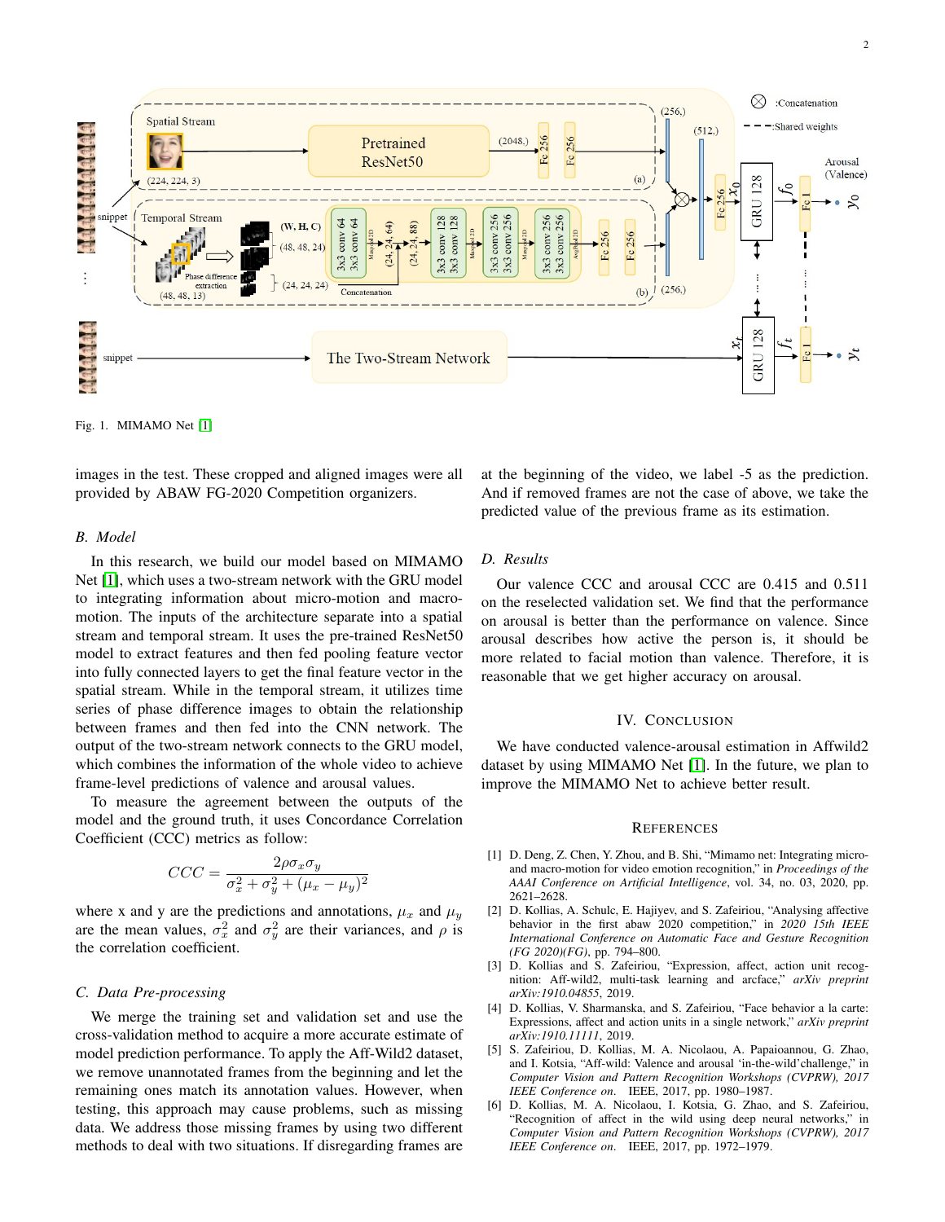Fig. 1. MIMAMO Net [1]

images in the test. These cropped and aligned images were all provided by ABAW FG-2020 Competition organizers.

### B. Model

In this research, we build our model based on MIMAMO Net [1], which uses a two-stream network with the GRU model to integrating information about micro-motion and macro-motion. The inputs of the architecture separate into a spatial stream and temporal stream. It uses the pre-trained ResNet50 model to extract features and then fed pooling feature vector into fully connected layers to get the final feature vector in the spatial stream. While in the temporal stream, it utilizes time series of phase difference images to obtain the relationship between frames and then fed into the CNN network. The output of the two-stream network connects to the GRU model, which combines the information of the whole video to achieve frame-level predictions of valence and arousal values.

To measure the agreement between the outputs of the model and the ground truth, it uses Concordance Correlation Coefficient (CCC) metrics as follow:

$$CCC = \frac{2\rho\sigma_x\sigma_y}{\sigma_x^2 + \sigma_y^2 + (\mu_x - \mu_y)^2}$$

where x and y are the predictions and annotations, $\mu_x$ and $\mu_y$ are the mean values, $\sigma_x^2$ and $\sigma_y^2$ are their variances, and $\rho$ is the correlation coefficient.

### C. Data Pre-processing

We merge the training set and validation set and use the cross-validation method to acquire a more accurate estimate of model prediction performance. To apply the Aff-Wild2 dataset, we remove unannotated frames from the beginning and let the remaining ones match its annotation values. However, when testing, this approach may cause problems, such as missing data. We address those missing frames by using two different methods to deal with two situations. If disregarding frames are at the beginning of the video, we label -5 as the prediction. And if removed frames are not the case of above, we take the predicted value of the previous frame as its estimation.

### D. Results

Our valence CCC and arousal CCC are 0.415 and 0.511 on the reselected validation set. We find that the performance on arousal is better than the performance on valence. Since arousal describes how active the person is, it should be more related to facial motion than valence. Therefore, it is reasonable that we get higher accuracy on arousal.

## IV. Conclusion

We have conducted valence-arousal estimation in Affwild2 dataset by using MIMAMO Net [1]. In the future, we plan to improve the MIMAMO Net to achieve better result.

## References

[1] D. Deng, Z. Chen, Y. Zhou, and B. Shi, "Mimamo net: Integrating micro-and macro-motion for video emotion recognition," in *Proceedings of the AAAI Conference on Artificial Intelligence*, vol. 34, no. 03, 2020, pp. 2621–2628.

[2] D. Kollias, A. Schulc, E. Hajiyev, and S. Zafeiriou, "Analysing affective behavior in the first abaw 2020 competition," in *2020 15th IEEE International Conference on Automatic Face and Gesture Recognition (FG 2020)(FG)*, pp. 794–800.

[3] D. Kollias and S. Zafeiriou, "Expression, affect, action unit recognition: Aff-wild2, multi-task learning and arcface," *arXiv preprint arXiv:1910.04855*, 2019.

[4] D. Kollias, V. Sharmanska, and S. Zafeiriou, "Face behavior a la carte: Expressions, affect and action units in a single network," *arXiv preprint arXiv:1910.11111*, 2019.

[5] S. Zafeiriou, D. Kollias, M. A. Nicolaou, A. Papaioannou, G. Zhao, and I. Kotsia, "Aff-wild: Valence and arousal 'in-the-wild' challenge," in *Computer Vision and Pattern Recognition Workshops (CVPRW), 2017 IEEE Conference on*. IEEE, 2017, pp. 1980–1987.

[6] D. Kollias, M. A. Nicolaou, I. Kotsia, G. Zhao, and S. Zafeiriou, "Recognition of affect in the wild using deep neural networks," in *Computer Vision and Pattern Recognition Workshops (CVPRW), 2017 IEEE Conference on*. IEEE, 2017, pp. 1972–1979.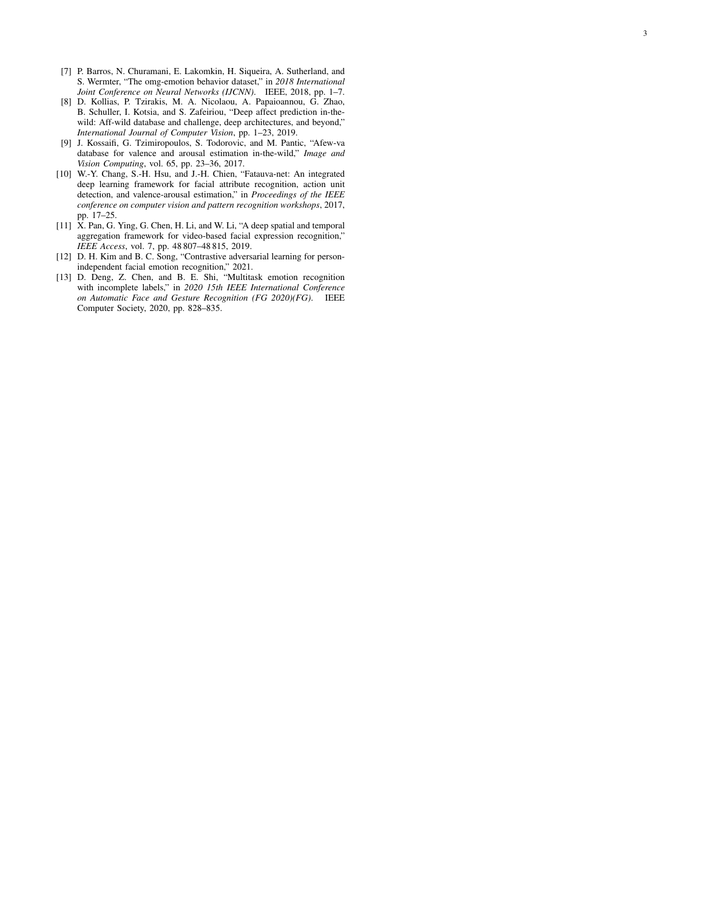[7] P. Barros, N. Churamani, E. Lakomkin, H. Siqueira, A. Sutherland, and S. Wermter, "The omg-emotion behavior dataset," in *2018 International Joint Conference on Neural Networks (IJCNN)*. IEEE, 2018, pp. 1–7.

[8] D. Kollias, P. Tzirakis, M. A. Nicolaou, A. Papaioannou, G. Zhao, B. Schuller, I. Kotsia, and S. Zafeiriou, "Deep affect prediction in-the-wild: Aff-wild database and challenge, deep architectures, and beyond," *International Journal of Computer Vision*, pp. 1–23, 2019.

[9] J. Kossaifi, G. Tzimiropoulos, S. Todorovic, and M. Pantic, "Afew-va database for valence and arousal estimation in-the-wild," *Image and Vision Computing*, vol. 65, pp. 23–36, 2017.

[10] W.-Y. Chang, S.-H. Hsu, and J.-H. Chien, "Fatauva-net: An integrated deep learning framework for facial attribute recognition, action unit detection, and valence-arousal estimation," in *Proceedings of the IEEE conference on computer vision and pattern recognition workshops*, 2017, pp. 17–25.

[11] X. Pan, G. Ying, G. Chen, H. Li, and W. Li, "A deep spatial and temporal aggregation framework for video-based facial expression recognition," *IEEE Access*, vol. 7, pp. 48 807–48 815, 2019.

[12] D. H. Kim and B. C. Song, "Contrastive adversarial learning for person-independent facial emotion recognition," 2021.

[13] D. Deng, Z. Chen, and B. E. Shi, "Multitask emotion recognition with incomplete labels," in *2020 15th IEEE International Conference on Automatic Face and Gesture Recognition (FG 2020)(FG)*. IEEE Computer Society, 2020, pp. 828–835.